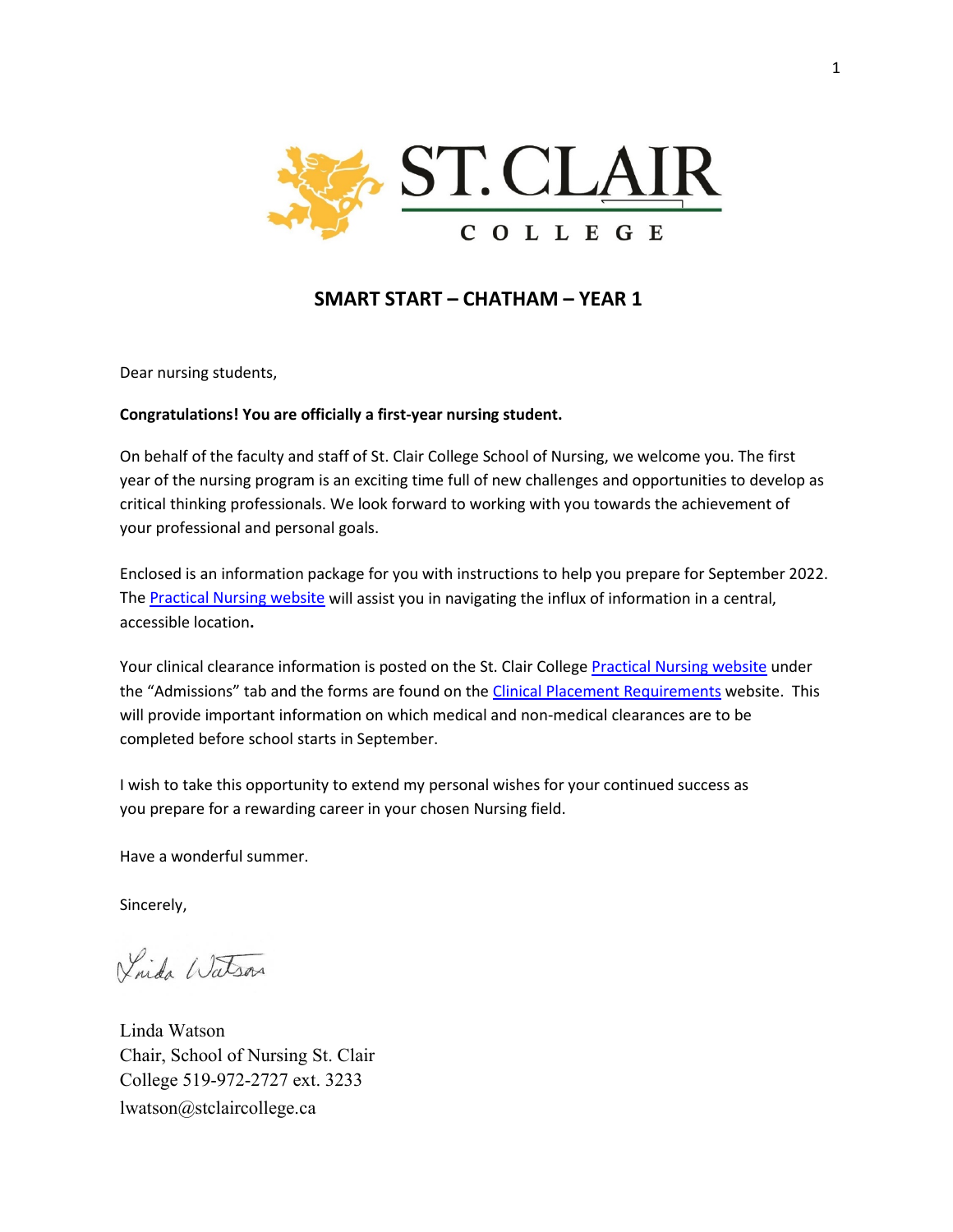# SMART START – CHATHAM – YEAR 1

Dear nursing students,

**Congratulations! You are officially a first-year nursing student.**

On behalf of the faculty and staff of St. Clair College School of Nursing, we welcome you. The first year of the nursing program is an exciting time full of new challenges and opportunities to develop as critical thinking professionals. We look forward to working with you towards the achievement of your professional and personal goals.

Enclosed is an information package for you with instructions to help you prepare for September 2022. The Practical Nursing website will assist you in navigating the influx of information in a central, accessible location**.**

Your clinical clearance information is posted on the St. Clair College Practical Nursing website under the "Admissions" tab and the forms are found on the Clinical Placement Requirements website. This will provide important information on which medical and non-medical clearances are to be completed before school starts in September.

I wish to take this opportunity to extend my personal wishes for your continued success as you prepare for a rewarding career in your chosen Nursing field.

Have a wonderful summer.

Sincerely,

Linda Watson
Chair, School of Nursing St. Clair College 519-972-2727 ext. 3233
lwatson@stclaircollege.ca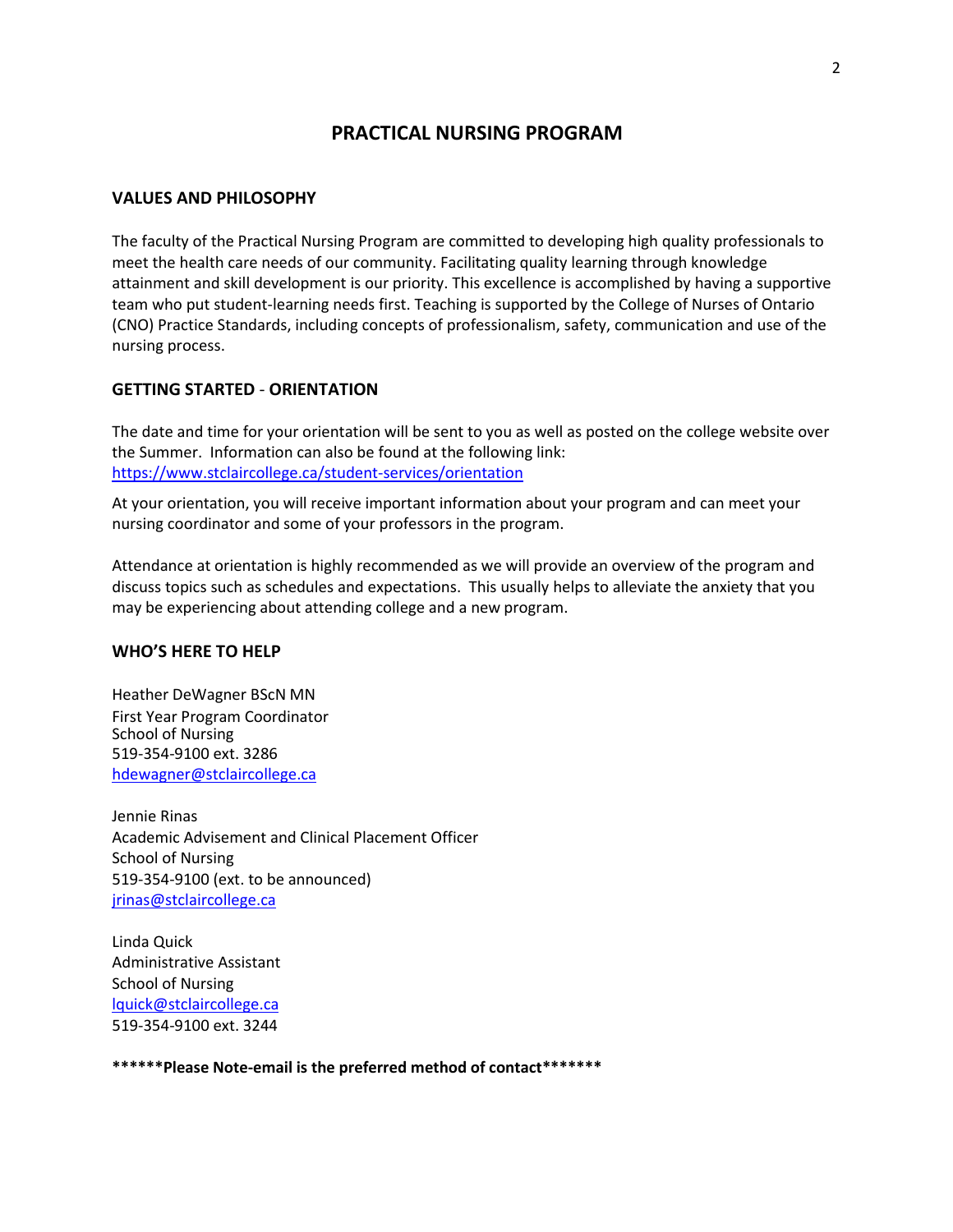# PRACTICAL NURSING PROGRAM

## VALUES AND PHILOSOPHY

The faculty of the Practical Nursing Program are committed to developing high quality professionals to meet the health care needs of our community. Facilitating quality learning through knowledge attainment and skill development is our priority. This excellence is accomplished by having a supportive team who put student-learning needs first. Teaching is supported by the College of Nurses of Ontario (CNO) Practice Standards, including concepts of professionalism, safety, communication and use of the nursing process.

## GETTING STARTED - ORIENTATION

The date and time for your orientation will be sent to you as well as posted on the college website over the Summer. Information can also be found at the following link: https://www.stclaircollege.ca/student-services/orientation

At your orientation, you will receive important information about your program and can meet your nursing coordinator and some of your professors in the program.

Attendance at orientation is highly recommended as we will provide an overview of the program and discuss topics such as schedules and expectations. This usually helps to alleviate the anxiety that you may be experiencing about attending college and a new program.

## WHO'S HERE TO HELP

Heather DeWagner BScN MN
First Year Program Coordinator
School of Nursing
519-354-9100 ext. 3286
hdewagner@stclaircollege.ca

Jennie Rinas
Academic Advisement and Clinical Placement Officer
School of Nursing
519-354-9100 (ext. to be announced)
jrinas@stclaircollege.ca

Linda Quick
Administrative Assistant
School of Nursing
lquick@stclaircollege.ca
519-354-9100 ext. 3244

**\*\*\*\*\*\*Please Note-email is the preferred method of contact\*\*\*\*\*\*\***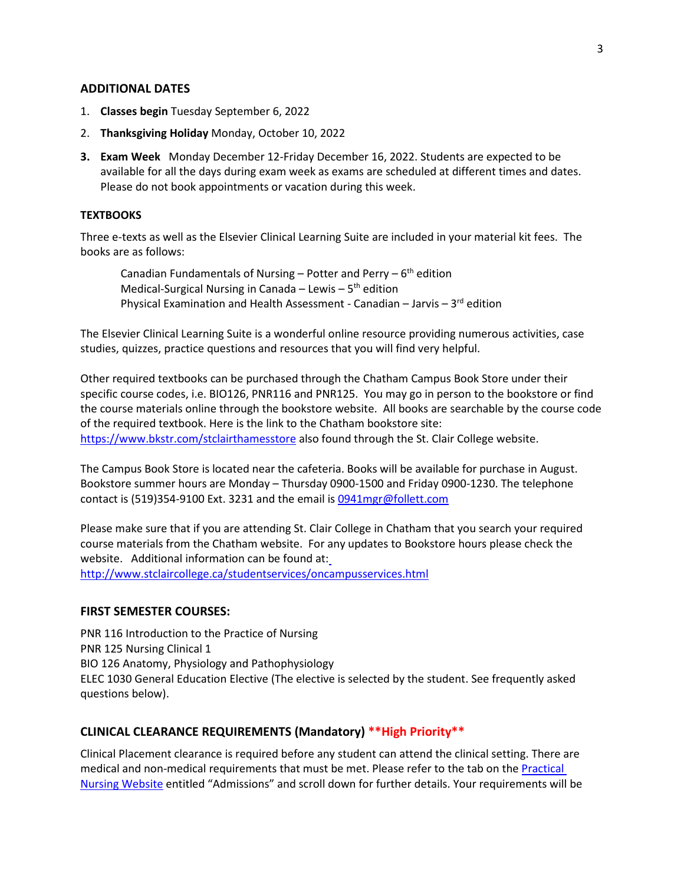### ADDITIONAL DATES

1. **Classes begin** Tuesday September 6, 2022
2. **Thanksgiving Holiday** Monday, October 10, 2022
3. **Exam Week** Monday December 12-Friday December 16, 2022. Students are expected to be available for all the days during exam week as exams are scheduled at different times and dates. Please do not book appointments or vacation during this week.

### TEXTBOOKS

Three e-texts as well as the Elsevier Clinical Learning Suite are included in your material kit fees. The books are as follows:

Canadian Fundamentals of Nursing – Potter and Perry – 6th edition
Medical-Surgical Nursing in Canada – Lewis – 5th edition
Physical Examination and Health Assessment - Canadian – Jarvis – 3rd edition

The Elsevier Clinical Learning Suite is a wonderful online resource providing numerous activities, case studies, quizzes, practice questions and resources that you will find very helpful.

Other required textbooks can be purchased through the Chatham Campus Book Store under their specific course codes, i.e. BIO126, PNR116 and PNR125. You may go in person to the bookstore or find the course materials online through the bookstore website. All books are searchable by the course code of the required textbook. Here is the link to the Chatham bookstore site: https://www.bkstr.com/stclairthamesstore also found through the St. Clair College website.

The Campus Book Store is located near the cafeteria. Books will be available for purchase in August. Bookstore summer hours are Monday – Thursday 0900-1500 and Friday 0900-1230. The telephone contact is (519)354-9100 Ext. 3231 and the email is 0941mgr@follett.com

Please make sure that if you are attending St. Clair College in Chatham that you search your required course materials from the Chatham website. For any updates to Bookstore hours please check the website. Additional information can be found at: http://www.stclaircollege.ca/studentservices/oncampusservices.html

## FIRST SEMESTER COURSES:

PNR 116 Introduction to the Practice of Nursing
PNR 125 Nursing Clinical 1
BIO 126 Anatomy, Physiology and Pathophysiology
ELEC 1030 General Education Elective (The elective is selected by the student. See frequently asked questions below).

## CLINICAL CLEARANCE REQUIREMENTS (Mandatory) **High Priority**

Clinical Placement clearance is required before any student can attend the clinical setting. There are medical and non-medical requirements that must be met. Please refer to the tab on the Practical Nursing Website entitled "Admissions" and scroll down for further details. Your requirements will be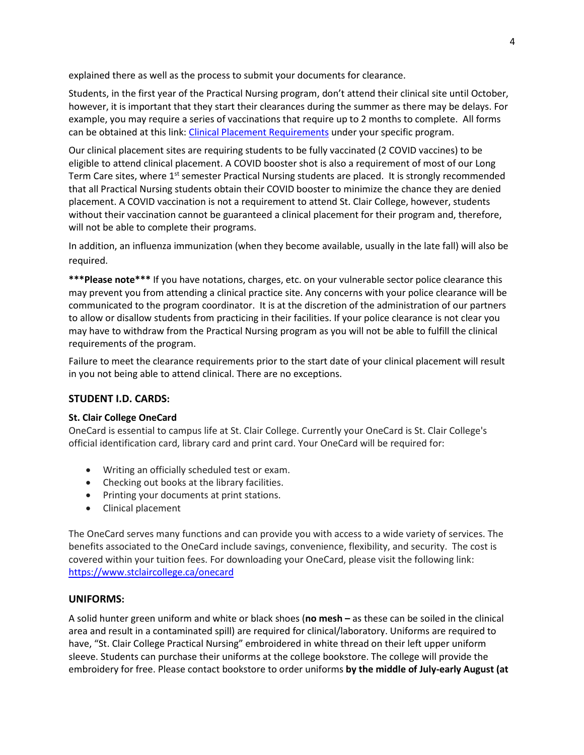explained there as well as the process to submit your documents for clearance.

Students, in the first year of the Practical Nursing program, don't attend their clinical site until October, however, it is important that they start their clearances during the summer as there may be delays. For example, you may require a series of vaccinations that require up to 2 months to complete. All forms can be obtained at this link: [Clinical Placement Requirements]() under your specific program.

Our clinical placement sites are requiring students to be fully vaccinated (2 COVID vaccines) to be eligible to attend clinical placement. A COVID booster shot is also a requirement of most of our Long Term Care sites, where 1st semester Practical Nursing students are placed. It is strongly recommended that all Practical Nursing students obtain their COVID booster to minimize the chance they are denied placement. A COVID vaccination is not a requirement to attend St. Clair College, however, students without their vaccination cannot be guaranteed a clinical placement for their program and, therefore, will not be able to complete their programs.

In addition, an influenza immunization (when they become available, usually in the late fall) will also be required.

**\*\*\*Please note\*\*\*** If you have notations, charges, etc. on your vulnerable sector police clearance this may prevent you from attending a clinical practice site. Any concerns with your police clearance will be communicated to the program coordinator. It is at the discretion of the administration of our partners to allow or disallow students from practicing in their facilities. If your police clearance is not clear you may have to withdraw from the Practical Nursing program as you will not be able to fulfill the clinical requirements of the program.

Failure to meet the clearance requirements prior to the start date of your clinical placement will result in you not being able to attend clinical. There are no exceptions.

## STUDENT I.D. CARDS:

**St. Clair College OneCard**
OneCard is essential to campus life at St. Clair College. Currently your OneCard is St. Clair College's official identification card, library card and print card. Your OneCard will be required for:

- Writing an officially scheduled test or exam.
- Checking out books at the library facilities.
- Printing your documents at print stations.
- Clinical placement

The OneCard serves many functions and can provide you with access to a wide variety of services. The benefits associated to the OneCard include savings, convenience, flexibility, and security. The cost is covered within your tuition fees. For downloading your OneCard, please visit the following link: [https://www.stclaircollege.ca/onecard](https://www.stclaircollege.ca/onecard)

## UNIFORMS:

A solid hunter green uniform and white or black shoes (**no mesh –** as these can be soiled in the clinical area and result in a contaminated spill) are required for clinical/laboratory. Uniforms are required to have, "St. Clair College Practical Nursing" embroidered in white thread on their left upper uniform sleeve. Students can purchase their uniforms at the college bookstore. The college will provide the embroidery for free. Please contact bookstore to order uniforms **by the middle of July-early August (at**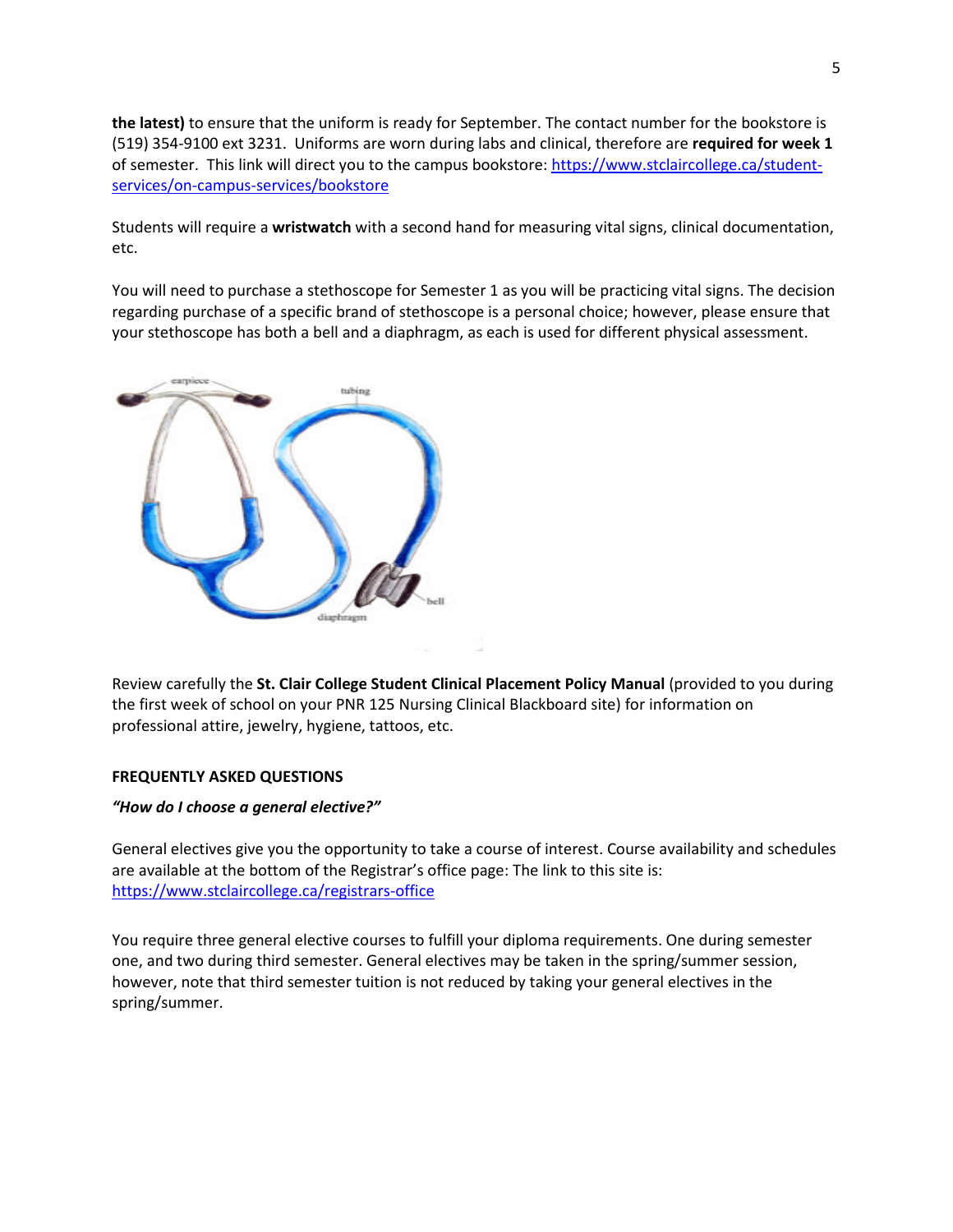**the latest)** to ensure that the uniform is ready for September. The contact number for the bookstore is (519) 354-9100 ext 3231. Uniforms are worn during labs and clinical, therefore are **required for week 1** of semester. This link will direct you to the campus bookstore: [https://www.stclaircollege.ca/student-services/on-campus-services/bookstore](https://www.stclaircollege.ca/student-services/on-campus-services/bookstore)

Students will require a **wristwatch** with a second hand for measuring vital signs, clinical documentation, etc.

You will need to purchase a stethoscope for Semester 1 as you will be practicing vital signs. The decision regarding purchase of a specific brand of stethoscope is a personal choice; however, please ensure that your stethoscope has both a bell and a diaphragm, as each is used for different physical assessment.

Review carefully the **St. Clair College Student Clinical Placement Policy Manual** (provided to you during the first week of school on your PNR 125 Nursing Clinical Blackboard site) for information on professional attire, jewelry, hygiene, tattoos, etc.

## FREQUENTLY ASKED QUESTIONS

***"How do I choose a general elective?"***

General electives give you the opportunity to take a course of interest. Course availability and schedules are available at the bottom of the Registrar's office page: The link to this site is: [https://www.stclaircollege.ca/registrars-office](https://www.stclaircollege.ca/registrars-office)

You require three general elective courses to fulfill your diploma requirements. One during semester one, and two during third semester. General electives may be taken in the spring/summer session, however, note that third semester tuition is not reduced by taking your general electives in the spring/summer.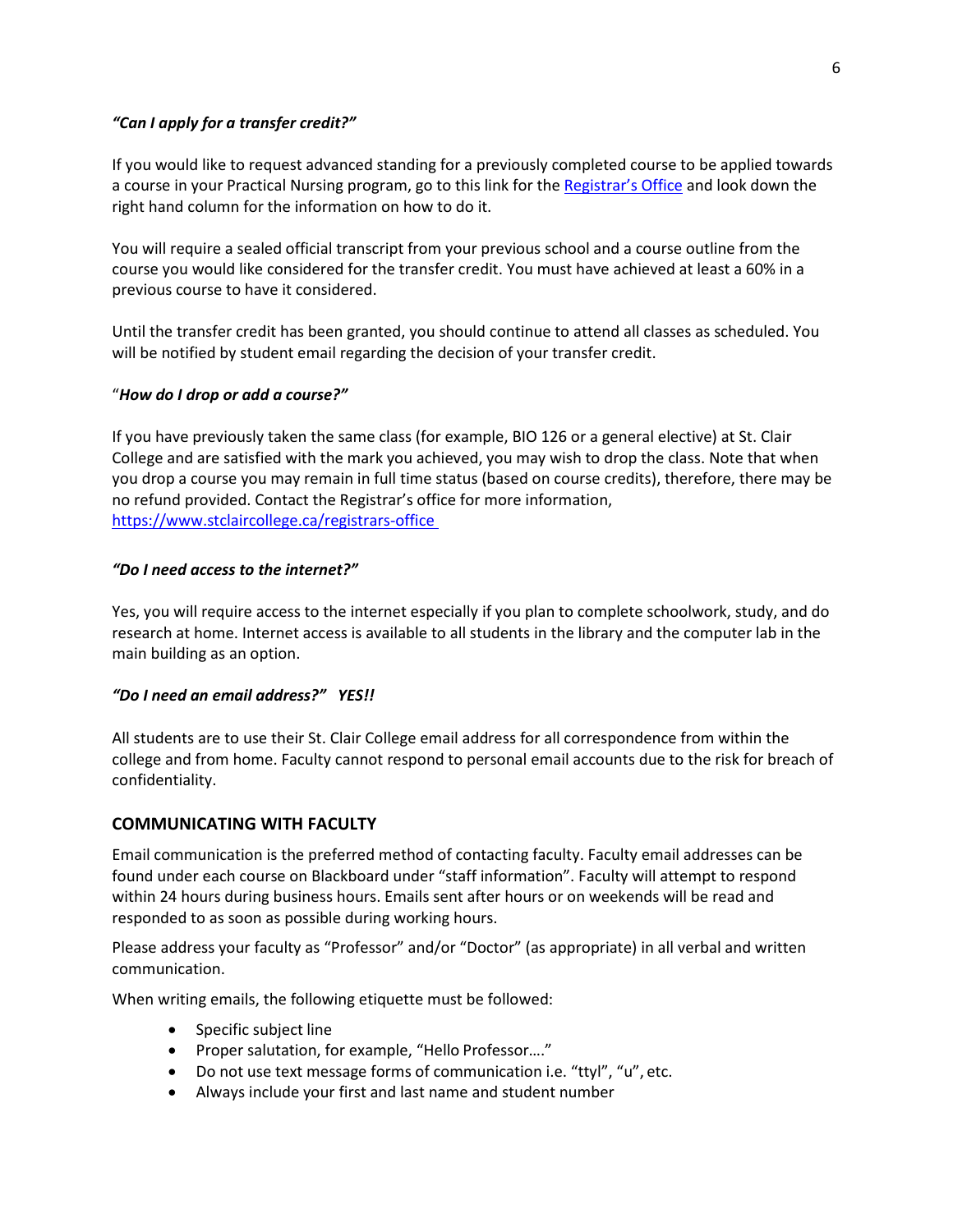***"Can I apply for a transfer credit?"***

If you would like to request advanced standing for a previously completed course to be applied towards a course in your Practical Nursing program, go to this link for the [Registrar's Office] and look down the right hand column for the information on how to do it.

You will require a sealed official transcript from your previous school and a course outline from the course you would like considered for the transfer credit. You must have achieved at least a 60% in a previous course to have it considered.

Until the transfer credit has been granted, you should continue to attend all classes as scheduled. You will be notified by student email regarding the decision of your transfer credit.

"***How do I drop or add a course?"***

If you have previously taken the same class (for example, BIO 126 or a general elective) at St. Clair College and are satisfied with the mark you achieved, you may wish to drop the class. Note that when you drop a course you may remain in full time status (based on course credits), therefore, there may be no refund provided. Contact the Registrar's office for more information, https://www.stclaircollege.ca/registrars-office

***"Do I need access to the internet?"***

Yes, you will require access to the internet especially if you plan to complete schoolwork, study, and do research at home. Internet access is available to all students in the library and the computer lab in the main building as an option.

***"Do I need an email address?" YES!!***

All students are to use their St. Clair College email address for all correspondence from within the college and from home. Faculty cannot respond to personal email accounts due to the risk for breach of confidentiality.

## COMMUNICATING WITH FACULTY

Email communication is the preferred method of contacting faculty. Faculty email addresses can be found under each course on Blackboard under "staff information". Faculty will attempt to respond within 24 hours during business hours. Emails sent after hours or on weekends will be read and responded to as soon as possible during working hours.

Please address your faculty as "Professor" and/or "Doctor" (as appropriate) in all verbal and written communication.

When writing emails, the following etiquette must be followed:

- Specific subject line
- Proper salutation, for example, "Hello Professor…."
- Do not use text message forms of communication i.e. "ttyl", "u", etc.
- Always include your first and last name and student number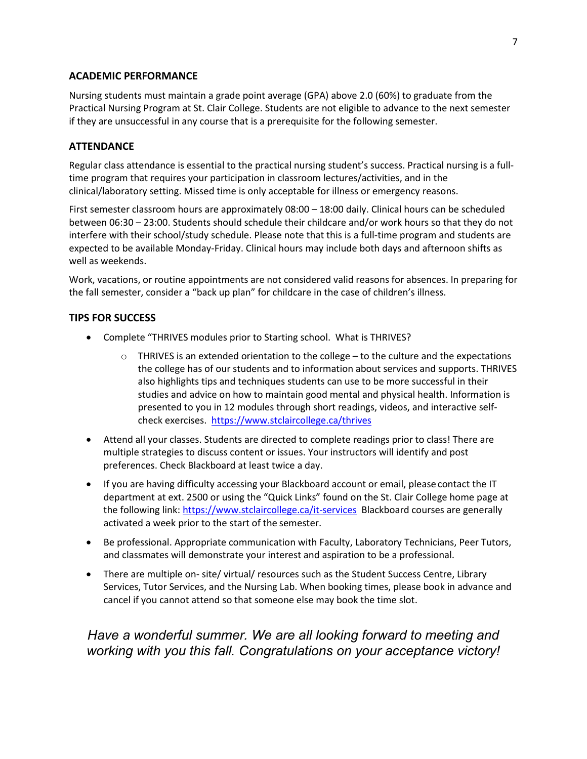## ACADEMIC PERFORMANCE

Nursing students must maintain a grade point average (GPA) above 2.0 (60%) to graduate from the Practical Nursing Program at St. Clair College. Students are not eligible to advance to the next semester if they are unsuccessful in any course that is a prerequisite for the following semester.

## ATTENDANCE

Regular class attendance is essential to the practical nursing student's success. Practical nursing is a full-time program that requires your participation in classroom lectures/activities, and in the clinical/laboratory setting. Missed time is only acceptable for illness or emergency reasons.

First semester classroom hours are approximately 08:00 – 18:00 daily. Clinical hours can be scheduled between 06:30 – 23:00. Students should schedule their childcare and/or work hours so that they do not interfere with their school/study schedule. Please note that this is a full-time program and students are expected to be available Monday-Friday. Clinical hours may include both days and afternoon shifts as well as weekends.

Work, vacations, or routine appointments are not considered valid reasons for absences. In preparing for the fall semester, consider a "back up plan" for childcare in the case of children's illness.

## TIPS FOR SUCCESS

- Complete "THRIVES modules prior to Starting school. What is THRIVES?
  - THRIVES is an extended orientation to the college – to the culture and the expectations the college has of our students and to information about services and supports. THRIVES also highlights tips and techniques students can use to be more successful in their studies and advice on how to maintain good mental and physical health. Information is presented to you in 12 modules through short readings, videos, and interactive self-check exercises. https://www.stclaircollege.ca/thrives
- Attend all your classes. Students are directed to complete readings prior to class! There are multiple strategies to discuss content or issues. Your instructors will identify and post preferences. Check Blackboard at least twice a day.
- If you are having difficulty accessing your Blackboard account or email, please contact the IT department at ext. 2500 or using the "Quick Links" found on the St. Clair College home page at the following link: https://www.stclaircollege.ca/it-services Blackboard courses are generally activated a week prior to the start of the semester.
- Be professional. Appropriate communication with Faculty, Laboratory Technicians, Peer Tutors, and classmates will demonstrate your interest and aspiration to be a professional.
- There are multiple on- site/ virtual/ resources such as the Student Success Centre, Library Services, Tutor Services, and the Nursing Lab. When booking times, please book in advance and cancel if you cannot attend so that someone else may book the time slot.

*Have a wonderful summer. We are all looking forward to meeting and working with you this fall. Congratulations on your acceptance victory!*